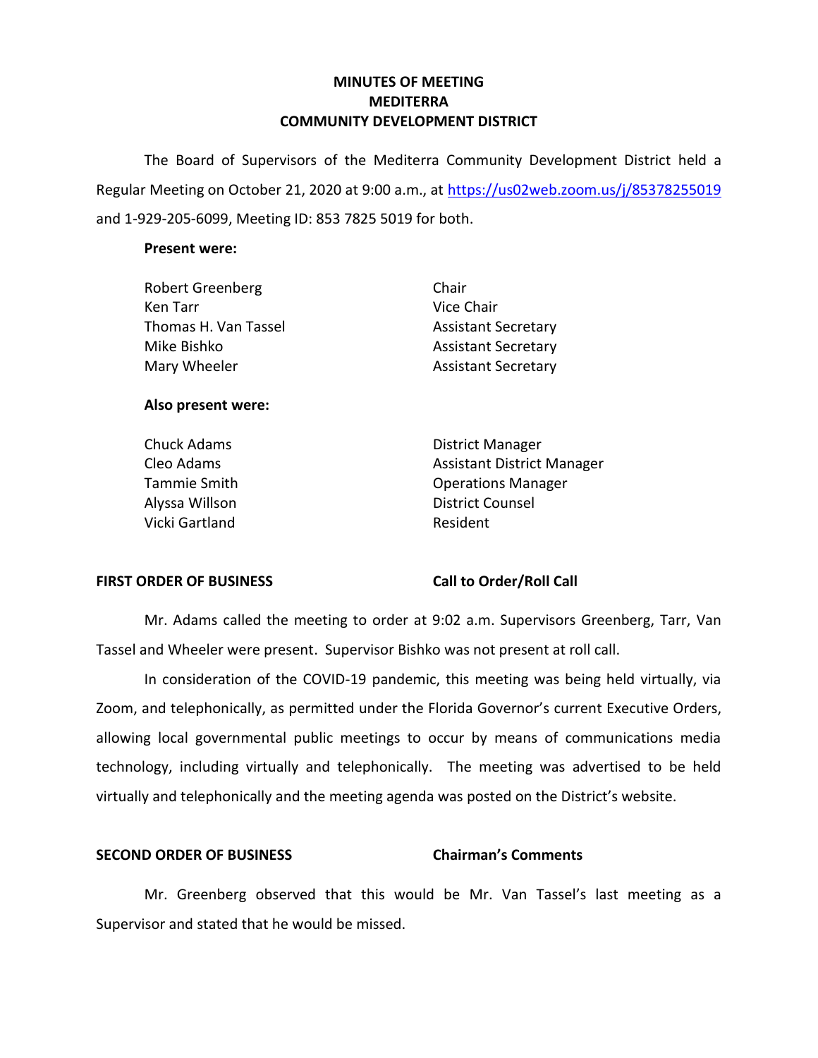# MINUTES OF MEETING
# MEDITERRA
# COMMUNITY DEVELOPMENT DISTRICT

The Board of Supervisors of the Mediterra Community Development District held a Regular Meeting on October 21, 2020 at 9:00 a.m., at https://us02web.zoom.us/j/85378255019 and 1-929-205-6099, Meeting ID: 853 7825 5019 for both.

**Present were:**

| | |
|---|---|
| Robert Greenberg | Chair |
| Ken Tarr | Vice Chair |
| Thomas H. Van Tassel | Assistant Secretary |
| Mike Bishko | Assistant Secretary |
| Mary Wheeler | Assistant Secretary |

**Also present were:**

| | |
|---|---|
| Chuck Adams | District Manager |
| Cleo Adams | Assistant District Manager |
| Tammie Smith | Operations Manager |
| Alyssa Willson | District Counsel |
| Vicki Gartland | Resident |

**FIRST ORDER OF BUSINESS** **Call to Order/Roll Call**

Mr. Adams called the meeting to order at 9:02 a.m. Supervisors Greenberg, Tarr, Van Tassel and Wheeler were present. Supervisor Bishko was not present at roll call.

In consideration of the COVID-19 pandemic, this meeting was being held virtually, via Zoom, and telephonically, as permitted under the Florida Governor's current Executive Orders, allowing local governmental public meetings to occur by means of communications media technology, including virtually and telephonically. The meeting was advertised to be held virtually and telephonically and the meeting agenda was posted on the District's website.

**SECOND ORDER OF BUSINESS** **Chairman's Comments**

Mr. Greenberg observed that this would be Mr. Van Tassel's last meeting as a Supervisor and stated that he would be missed.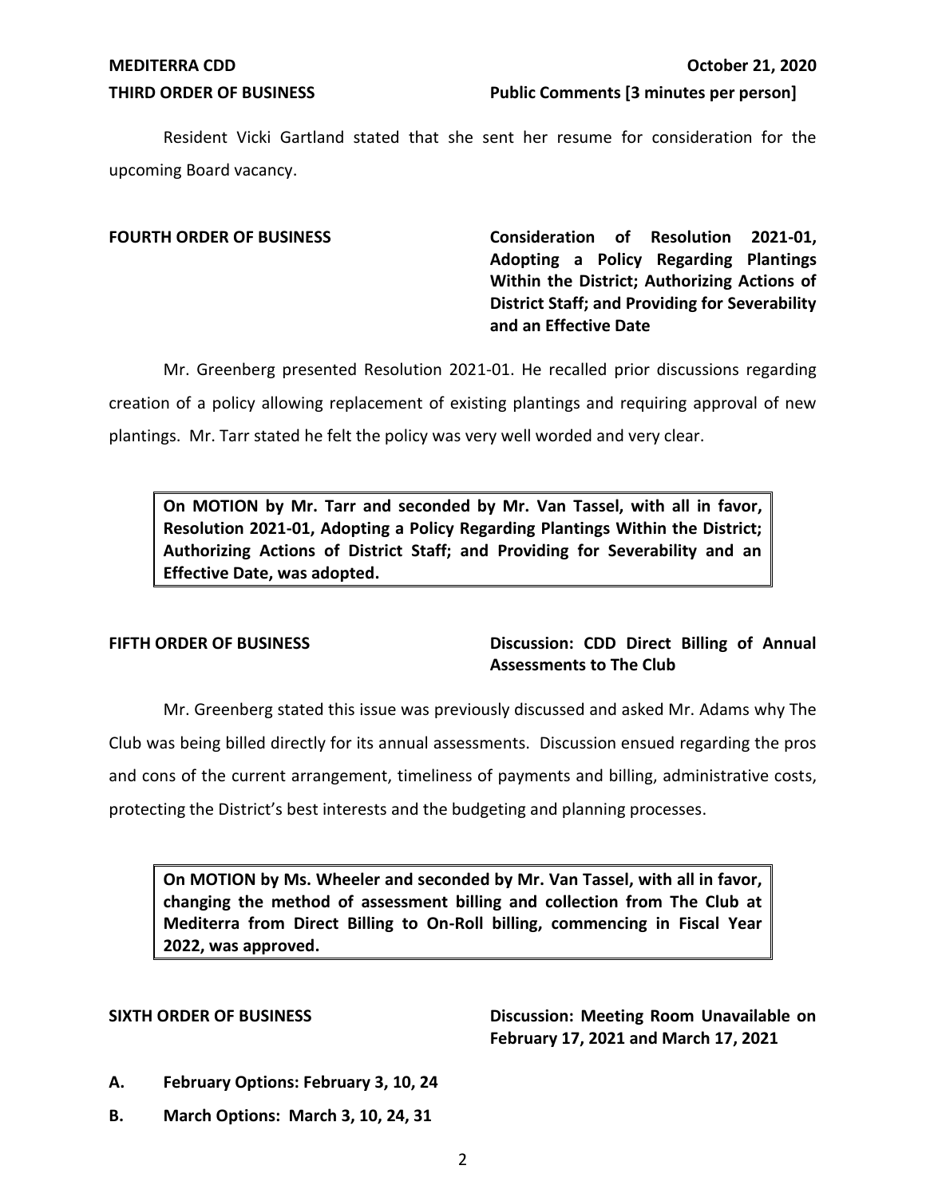**THIRD ORDER OF BUSINESS** **Public Comments [3 minutes per person]**

Resident Vicki Gartland stated that she sent her resume for consideration for the upcoming Board vacancy.

**FOURTH ORDER OF BUSINESS** **Consideration of Resolution 2021-01, Adopting a Policy Regarding Plantings Within the District; Authorizing Actions of District Staff; and Providing for Severability and an Effective Date**

Mr. Greenberg presented Resolution 2021-01. He recalled prior discussions regarding creation of a policy allowing replacement of existing plantings and requiring approval of new plantings. Mr. Tarr stated he felt the policy was very well worded and very clear.

**On MOTION by Mr. Tarr and seconded by Mr. Van Tassel, with all in favor, Resolution 2021-01, Adopting a Policy Regarding Plantings Within the District; Authorizing Actions of District Staff; and Providing for Severability and an Effective Date, was adopted.**

**FIFTH ORDER OF BUSINESS** **Discussion: CDD Direct Billing of Annual Assessments to The Club**

Mr. Greenberg stated this issue was previously discussed and asked Mr. Adams why The Club was being billed directly for its annual assessments. Discussion ensued regarding the pros and cons of the current arrangement, timeliness of payments and billing, administrative costs, protecting the District's best interests and the budgeting and planning processes.

**On MOTION by Ms. Wheeler and seconded by Mr. Van Tassel, with all in favor, changing the method of assessment billing and collection from The Club at Mediterra from Direct Billing to On-Roll billing, commencing in Fiscal Year 2022, was approved.**

**SIXTH ORDER OF BUSINESS** **Discussion: Meeting Room Unavailable on February 17, 2021 and March 17, 2021**

**A. February Options: February 3, 10, 24**

**B. March Options: March 3, 10, 24, 31**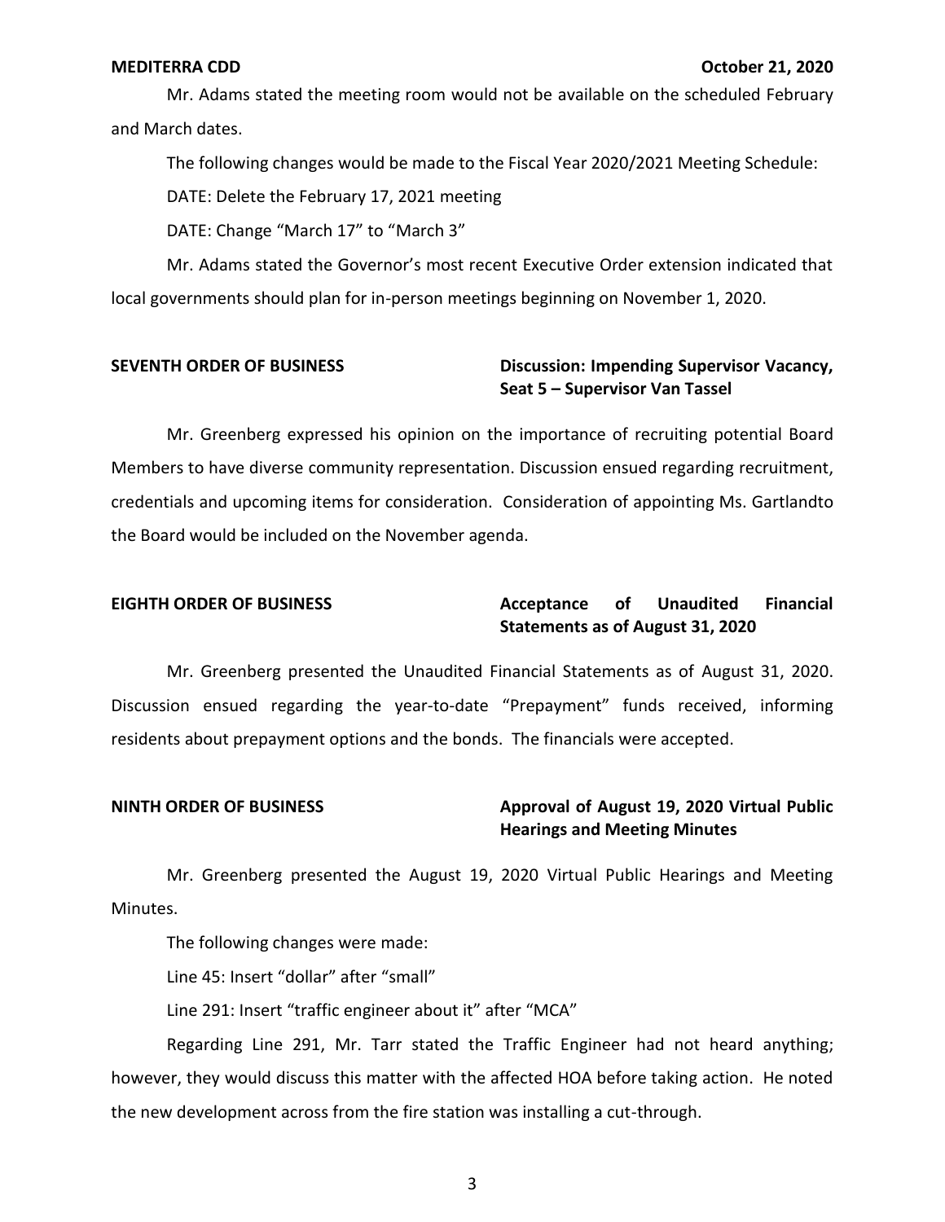Mr. Adams stated the meeting room would not be available on the scheduled February and March dates.

The following changes would be made to the Fiscal Year 2020/2021 Meeting Schedule:

DATE: Delete the February 17, 2021 meeting

DATE: Change "March 17" to "March 3"

Mr. Adams stated the Governor's most recent Executive Order extension indicated that local governments should plan for in-person meetings beginning on November 1, 2020.

**SEVENTH ORDER OF BUSINESS** **Discussion: Impending Supervisor Vacancy, Seat 5 – Supervisor Van Tassel**

Mr. Greenberg expressed his opinion on the importance of recruiting potential Board Members to have diverse community representation. Discussion ensued regarding recruitment, credentials and upcoming items for consideration. Consideration of appointing Ms. Gartlandto the Board would be included on the November agenda.

**EIGHTH ORDER OF BUSINESS** **Acceptance of Unaudited Financial Statements as of August 31, 2020**

Mr. Greenberg presented the Unaudited Financial Statements as of August 31, 2020. Discussion ensued regarding the year-to-date "Prepayment" funds received, informing residents about prepayment options and the bonds. The financials were accepted.

**NINTH ORDER OF BUSINESS** **Approval of August 19, 2020 Virtual Public Hearings and Meeting Minutes**

Mr. Greenberg presented the August 19, 2020 Virtual Public Hearings and Meeting Minutes.

The following changes were made:

Line 45: Insert "dollar" after "small"

Line 291: Insert "traffic engineer about it" after "MCA"

Regarding Line 291, Mr. Tarr stated the Traffic Engineer had not heard anything; however, they would discuss this matter with the affected HOA before taking action. He noted the new development across from the fire station was installing a cut-through.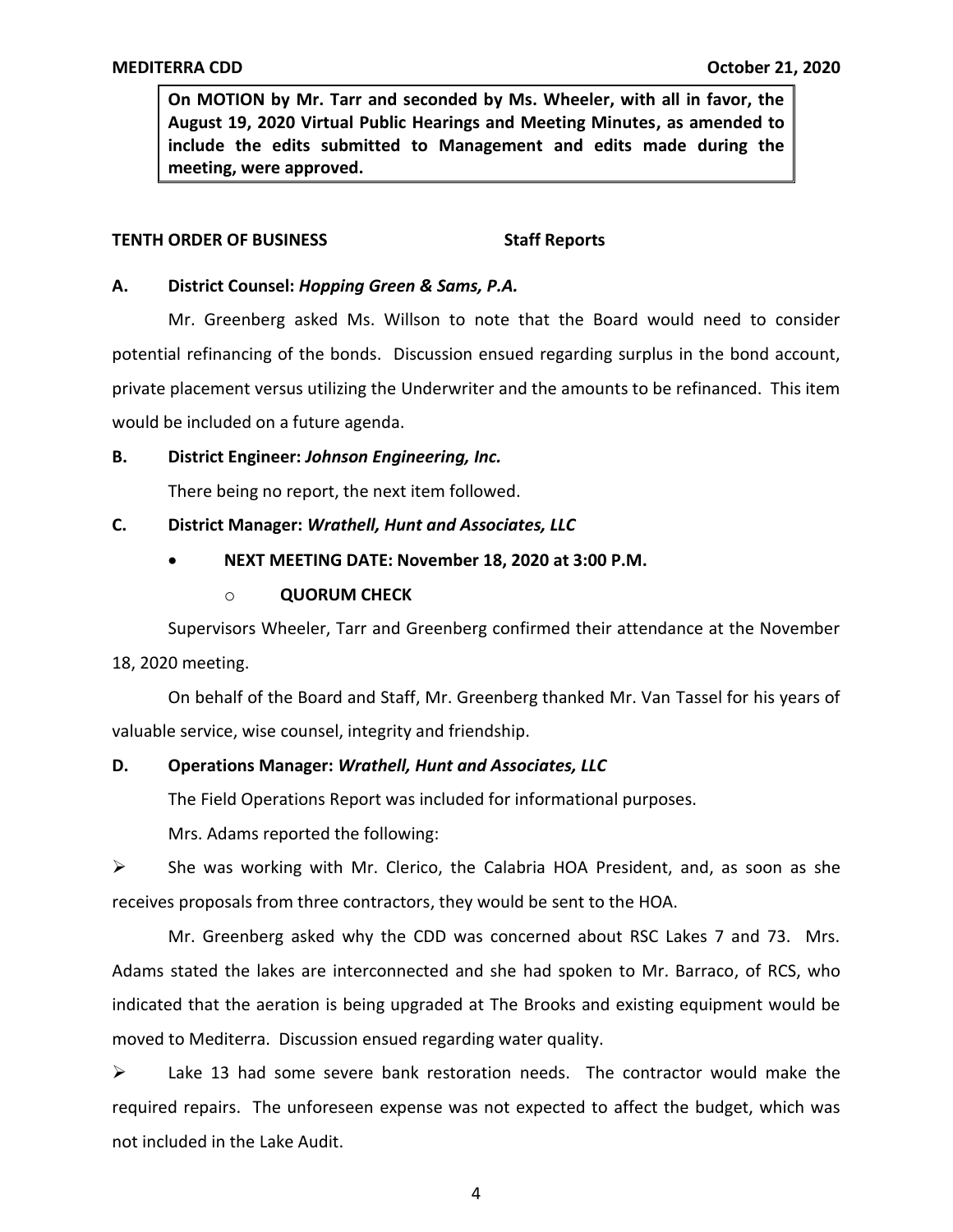**On MOTION by Mr. Tarr and seconded by Ms. Wheeler, with all in favor, the August 19, 2020 Virtual Public Hearings and Meeting Minutes, as amended to include the edits submitted to Management and edits made during the meeting, were approved.**

**TENTH ORDER OF BUSINESS** **Staff Reports**

**A. District Counsel: *Hopping Green & Sams, P.A.***

Mr. Greenberg asked Ms. Willson to note that the Board would need to consider potential refinancing of the bonds. Discussion ensued regarding surplus in the bond account, private placement versus utilizing the Underwriter and the amounts to be refinanced. This item would be included on a future agenda.

**B. District Engineer: *Johnson Engineering, Inc.***

There being no report, the next item followed.

**C. District Manager: *Wrathell, Hunt and Associates, LLC***

- **NEXT MEETING DATE: November 18, 2020 at 3:00 P.M.**
  - **QUORUM CHECK**

Supervisors Wheeler, Tarr and Greenberg confirmed their attendance at the November 18, 2020 meeting.

On behalf of the Board and Staff, Mr. Greenberg thanked Mr. Van Tassel for his years of valuable service, wise counsel, integrity and friendship.

**D. Operations Manager: *Wrathell, Hunt and Associates, LLC***

The Field Operations Report was included for informational purposes.

Mrs. Adams reported the following:

➢ She was working with Mr. Clerico, the Calabria HOA President, and, as soon as she receives proposals from three contractors, they would be sent to the HOA.

Mr. Greenberg asked why the CDD was concerned about RSC Lakes 7 and 73. Mrs. Adams stated the lakes are interconnected and she had spoken to Mr. Barraco, of RCS, who indicated that the aeration is being upgraded at The Brooks and existing equipment would be moved to Mediterra. Discussion ensued regarding water quality.

➢ Lake 13 had some severe bank restoration needs. The contractor would make the required repairs. The unforeseen expense was not expected to affect the budget, which was not included in the Lake Audit.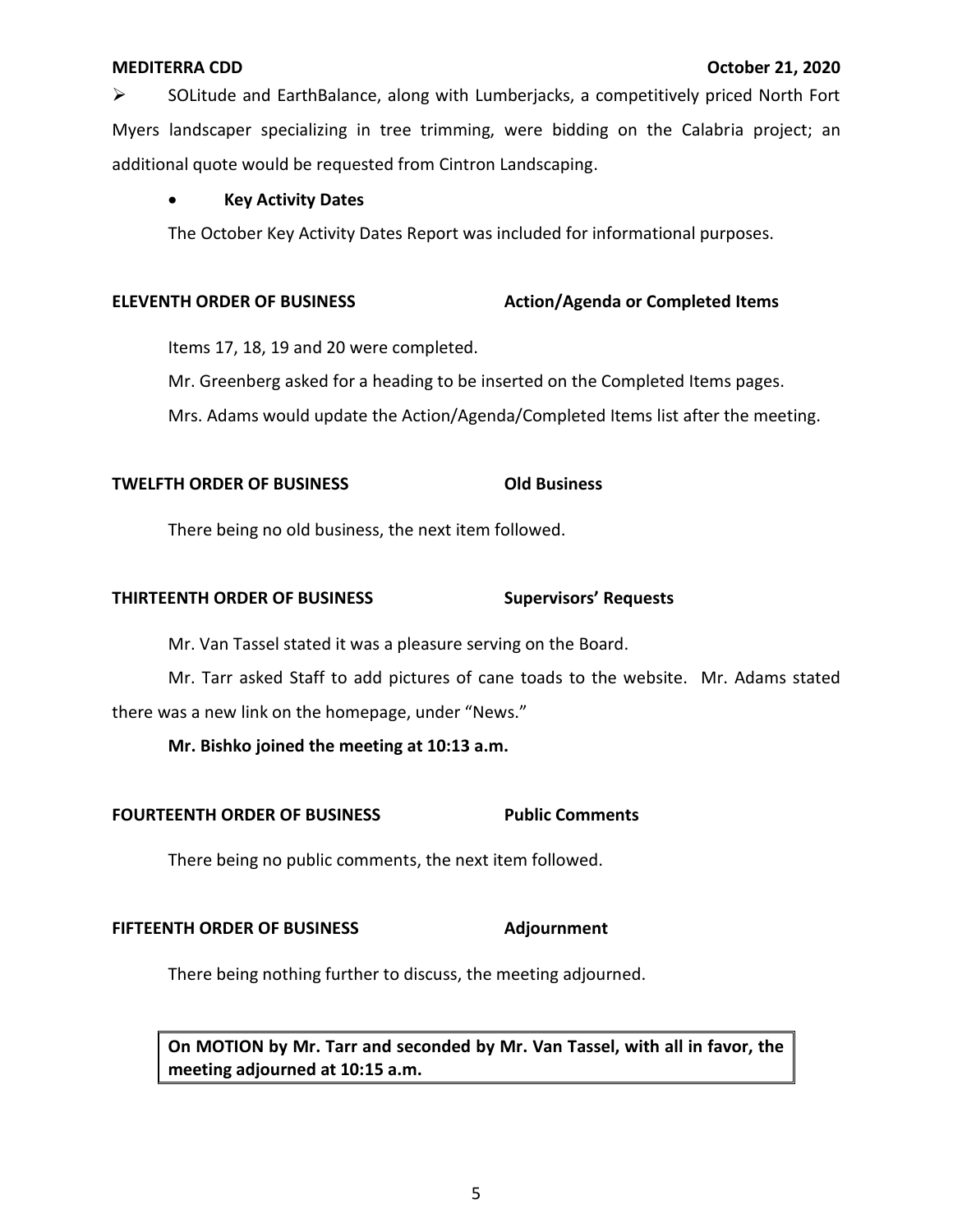- SOLitude and EarthBalance, along with Lumberjacks, a competitively priced North Fort Myers landscaper specializing in tree trimming, were bidding on the Calabria project; an additional quote would be requested from Cintron Landscaping.

- **Key Activity Dates**

The October Key Activity Dates Report was included for informational purposes.

**ELEVENTH ORDER OF BUSINESS** **Action/Agenda or Completed Items**

Items 17, 18, 19 and 20 were completed.

Mr. Greenberg asked for a heading to be inserted on the Completed Items pages.

Mrs. Adams would update the Action/Agenda/Completed Items list after the meeting.

**TWELFTH ORDER OF BUSINESS** **Old Business**

There being no old business, the next item followed.

**THIRTEENTH ORDER OF BUSINESS** **Supervisors' Requests**

Mr. Van Tassel stated it was a pleasure serving on the Board.

Mr. Tarr asked Staff to add pictures of cane toads to the website. Mr. Adams stated there was a new link on the homepage, under "News."

**Mr. Bishko joined the meeting at 10:13 a.m.**

**FOURTEENTH ORDER OF BUSINESS** **Public Comments**

There being no public comments, the next item followed.

**FIFTEENTH ORDER OF BUSINESS** **Adjournment**

There being nothing further to discuss, the meeting adjourned.

**On MOTION by Mr. Tarr and seconded by Mr. Van Tassel, with all in favor, the meeting adjourned at 10:15 a.m.**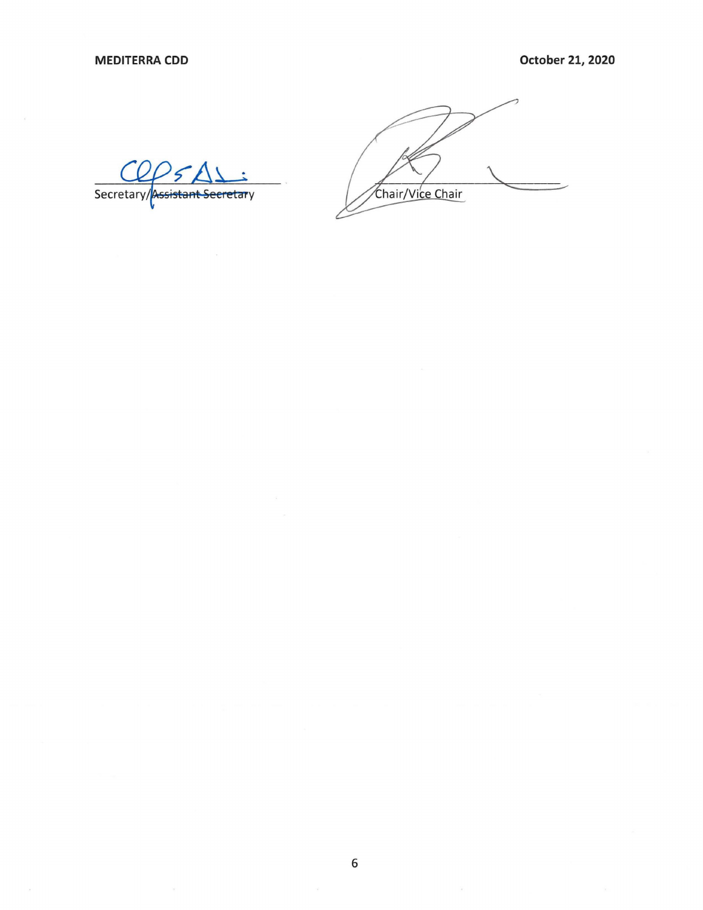**MEDITERRA CDD** **October 21, 2020**

\_\_\_\_\_\_\_\_\_\_\_\_\_\_\_\_\_\_\_\_\_\_\_\_\_\_\_\_\_\_\_\_
Secretary/~~Assistant Secretary~~

\_\_\_\_\_\_\_\_\_\_\_\_\_\_\_\_\_\_\_\_\_\_\_\_\_\_\_\_\_\_\_\_
Chair/Vice Chair